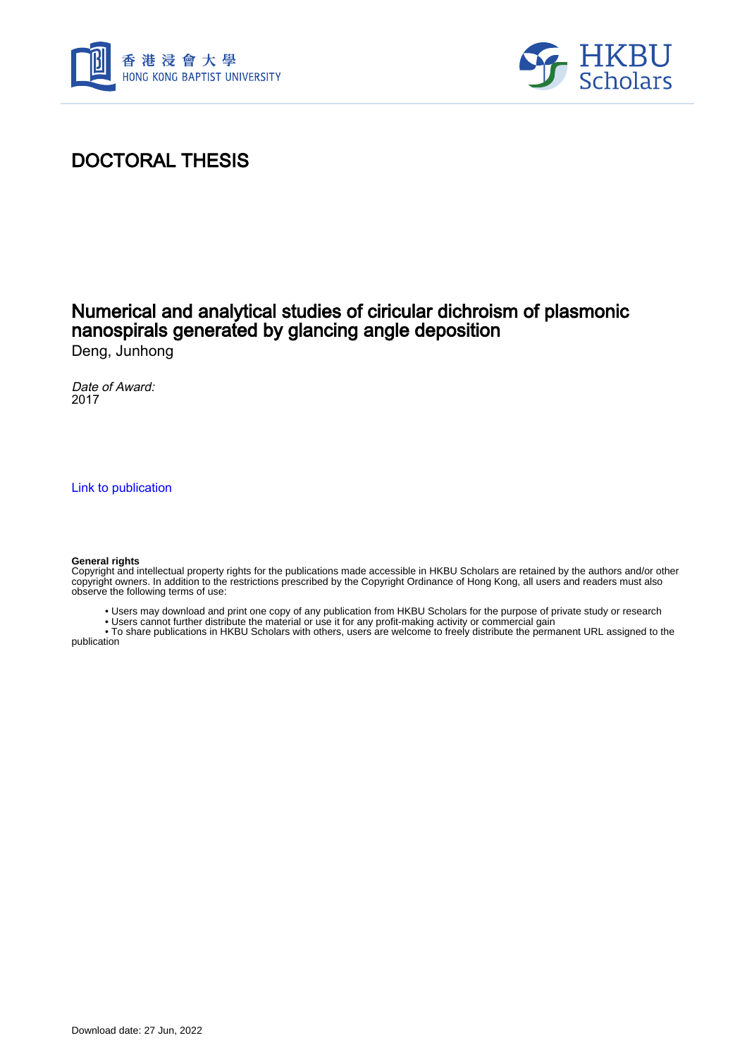# DOCTORAL THESIS

## Numerical and analytical studies of ciricular dichroism of plasmonic nanospirals generated by glancing angle deposition

Deng, Junhong

*Date of Award:*
2017

Link to publication

**General rights**
Copyright and intellectual property rights for the publications made accessible in HKBU Scholars are retained by the authors and/or other copyright owners. In addition to the restrictions prescribed by the Copyright Ordinance of Hong Kong, all users and readers must also observe the following terms of use:

- Users may download and print one copy of any publication from HKBU Scholars for the purpose of private study or research
- Users cannot further distribute the material or use it for any profit-making activity or commercial gain
- To share publications in HKBU Scholars with others, users are welcome to freely distribute the permanent URL assigned to the publication

Download date: 27 Jun, 2022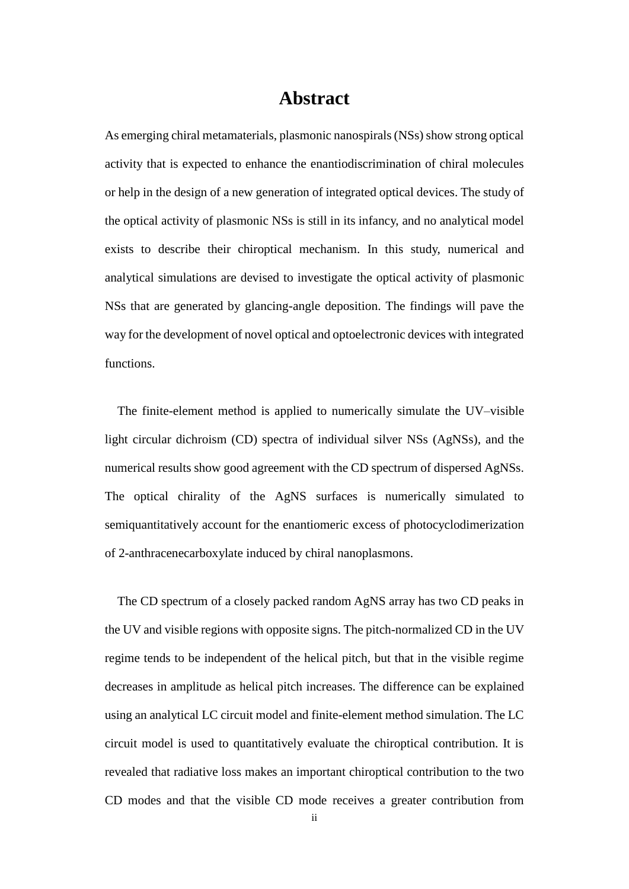# Abstract

As emerging chiral metamaterials, plasmonic nanospirals (NSs) show strong optical activity that is expected to enhance the enantiodiscrimination of chiral molecules or help in the design of a new generation of integrated optical devices. The study of the optical activity of plasmonic NSs is still in its infancy, and no analytical model exists to describe their chiroptical mechanism. In this study, numerical and analytical simulations are devised to investigate the optical activity of plasmonic NSs that are generated by glancing-angle deposition. The findings will pave the way for the development of novel optical and optoelectronic devices with integrated functions.

The finite-element method is applied to numerically simulate the UV–visible light circular dichroism (CD) spectra of individual silver NSs (AgNSs), and the numerical results show good agreement with the CD spectrum of dispersed AgNSs. The optical chirality of the AgNS surfaces is numerically simulated to semiquantitatively account for the enantiomeric excess of photocyclodimerization of 2-anthracenecarboxylate induced by chiral nanoplasmons.

The CD spectrum of a closely packed random AgNS array has two CD peaks in the UV and visible regions with opposite signs. The pitch-normalized CD in the UV regime tends to be independent of the helical pitch, but that in the visible regime decreases in amplitude as helical pitch increases. The difference can be explained using an analytical LC circuit model and finite-element method simulation. The LC circuit model is used to quantitatively evaluate the chiroptical contribution. It is revealed that radiative loss makes an important chiroptical contribution to the two CD modes and that the visible CD mode receives a greater contribution from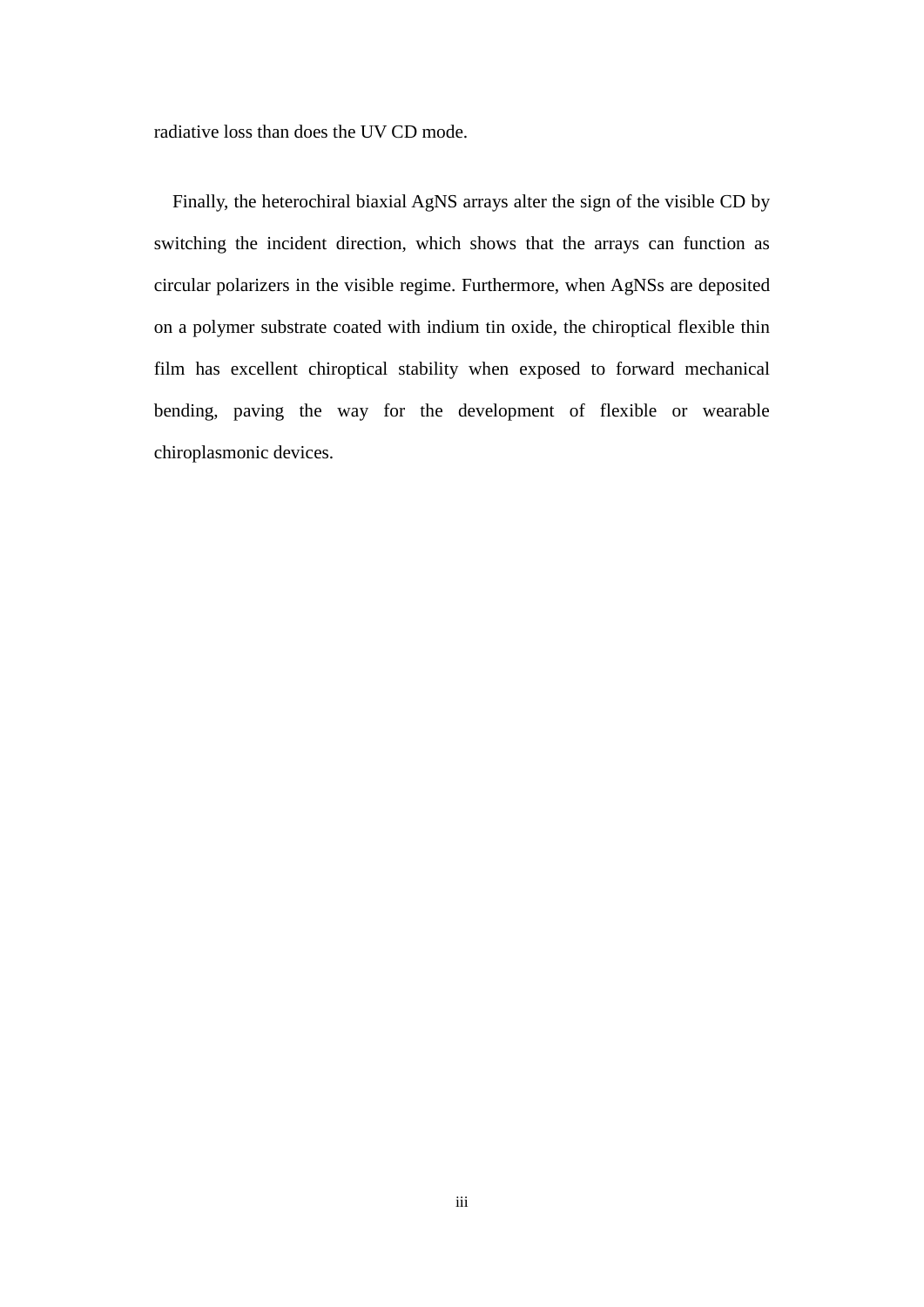radiative loss than does the UV CD mode.

Finally, the heterochiral biaxial AgNS arrays alter the sign of the visible CD by switching the incident direction, which shows that the arrays can function as circular polarizers in the visible regime. Furthermore, when AgNSs are deposited on a polymer substrate coated with indium tin oxide, the chiroptical flexible thin film has excellent chiroptical stability when exposed to forward mechanical bending, paving the way for the development of flexible or wearable chiroplasmonic devices.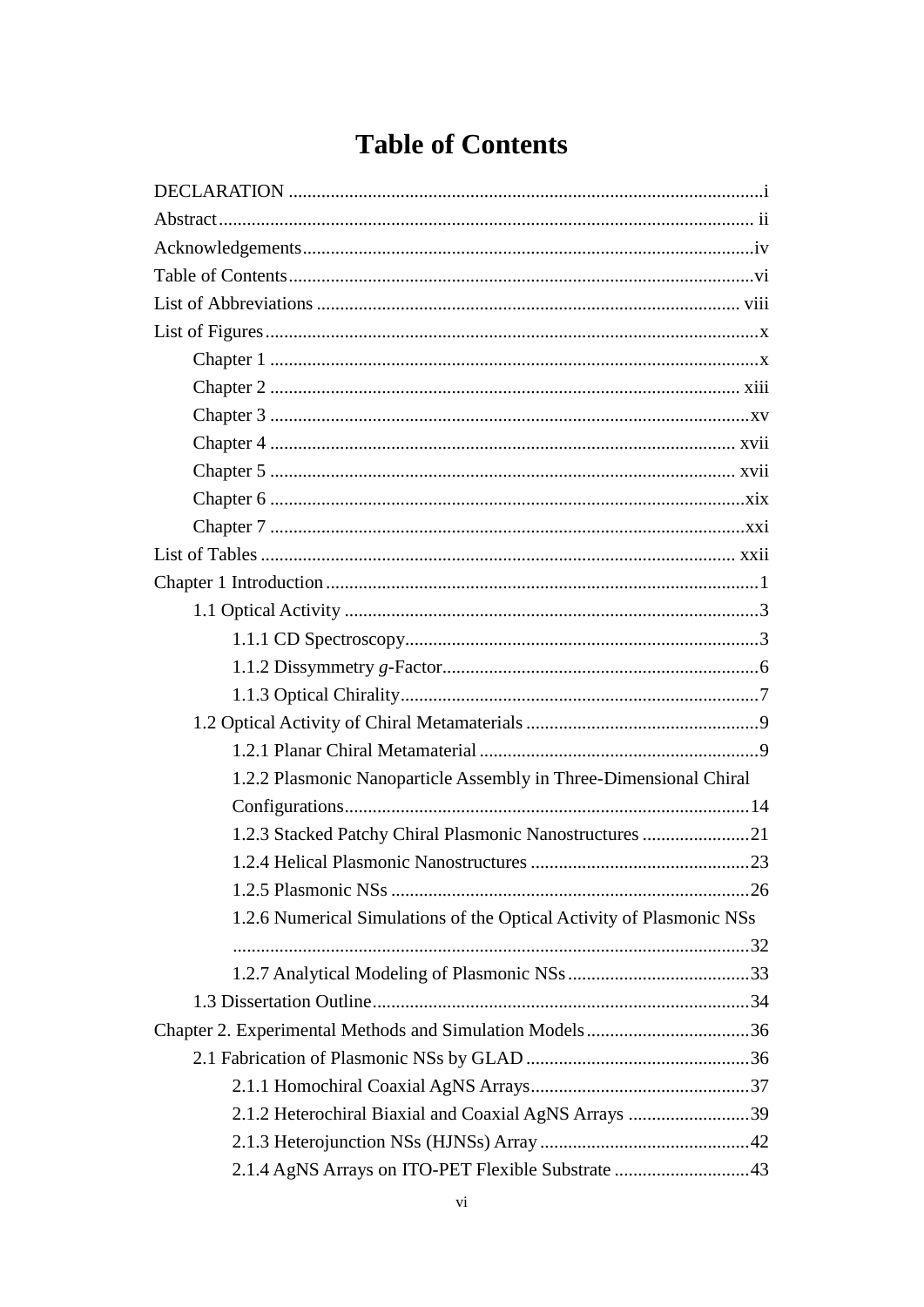# Table of Contents

DECLARATION .....i
Abstract ..... ii
Acknowledgements .....iv
Table of Contents .....vi
List of Abbreviations ..... viii
List of Figures .....x
- Chapter 1 .....x
- Chapter 2 ..... xiii
- Chapter 3 .....xv
- Chapter 4 ..... xvii
- Chapter 5 ..... xvii
- Chapter 6 .....xix
- Chapter 7 .....xxi

List of Tables ..... xxii
Chapter 1 Introduction .....1
- 1.1 Optical Activity .....3
  - 1.1.1 CD Spectroscopy .....3
  - 1.1.2 Dissymmetry *g*-Factor .....6
  - 1.1.3 Optical Chirality .....7
- 1.2 Optical Activity of Chiral Metamaterials .....9
  - 1.2.1 Planar Chiral Metamaterial .....9
  - 1.2.2 Plasmonic Nanoparticle Assembly in Three-Dimensional Chiral Configurations .....14
  - 1.2.3 Stacked Patchy Chiral Plasmonic Nanostructures .....21
  - 1.2.4 Helical Plasmonic Nanostructures .....23
  - 1.2.5 Plasmonic NSs .....26
  - 1.2.6 Numerical Simulations of the Optical Activity of Plasmonic NSs .....32
  - 1.2.7 Analytical Modeling of Plasmonic NSs .....33
- 1.3 Dissertation Outline .....34

Chapter 2. Experimental Methods and Simulation Models .....36
- 2.1 Fabrication of Plasmonic NSs by GLAD .....36
  - 2.1.1 Homochiral Coaxial AgNS Arrays .....37
  - 2.1.2 Heterochiral Biaxial and Coaxial AgNS Arrays .....39
  - 2.1.3 Heterojunction NSs (HJNSs) Array .....42
  - 2.1.4 AgNS Arrays on ITO-PET Flexible Substrate .....43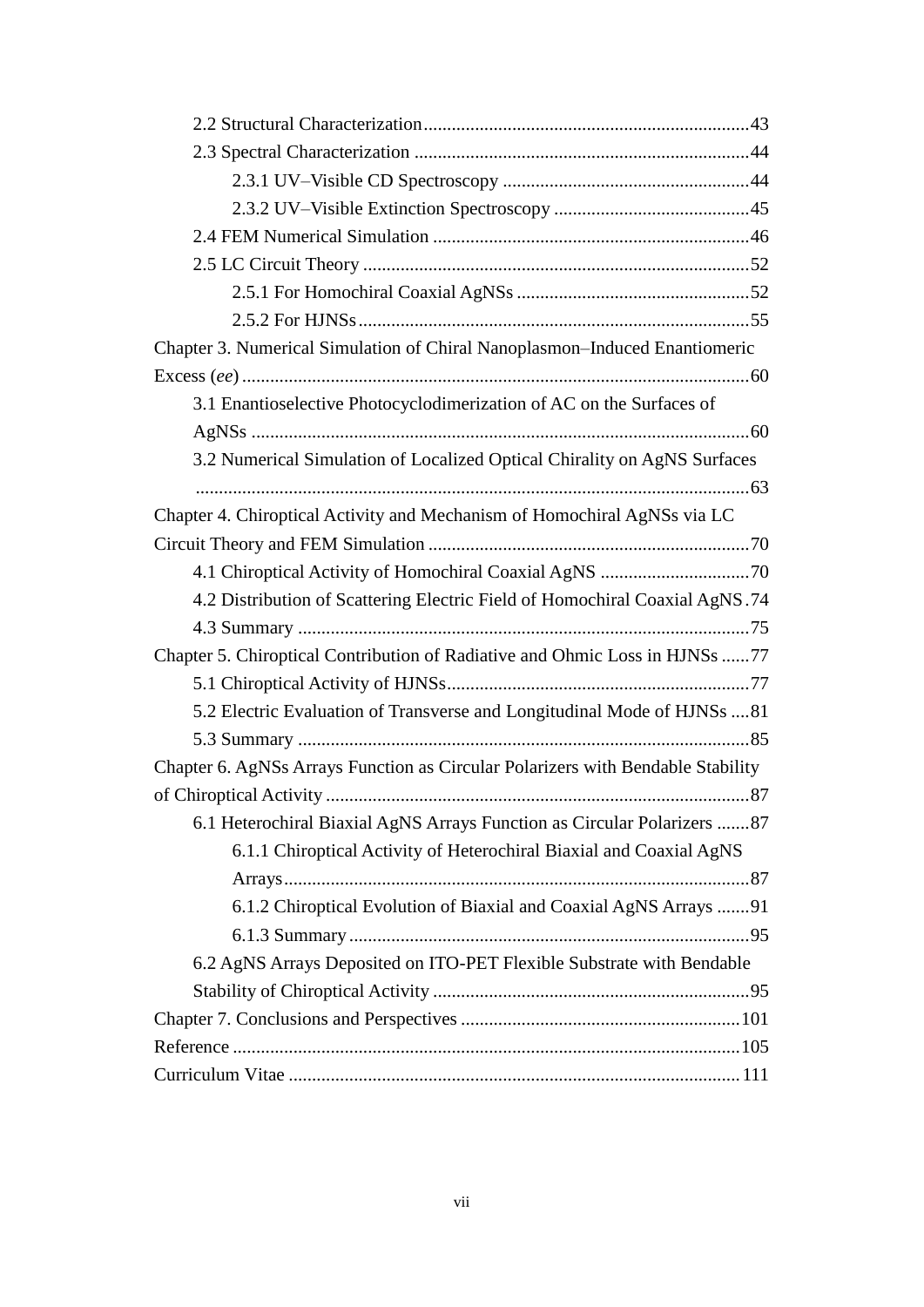2.2 Structural Characterization ..................................................................... 43

2.3 Spectral Characterization ....................................................................... 44

2.3.1 UV–Visible CD Spectroscopy ..................................................... 44

2.3.2 UV–Visible Extinction Spectroscopy .......................................... 45

2.4 FEM Numerical Simulation .................................................................... 46

2.5 LC Circuit Theory ................................................................................... 52

2.5.1 For Homochiral Coaxial AgNSs .................................................. 52

2.5.2 For HJNSs .................................................................................... 55

Chapter 3. Numerical Simulation of Chiral Nanoplasmon–Induced Enantiomeric Excess (*ee*) ............................................................................................................ 60

3.1 Enantioselective Photocyclodimerization of AC on the Surfaces of AgNSs ........................................................................................................... 60

3.2 Numerical Simulation of Localized Optical Chirality on AgNS Surfaces ...................................................................................................................... 63

Chapter 4. Chiroptical Activity and Mechanism of Homochiral AgNSs via LC Circuit Theory and FEM Simulation ..................................................................... 70

4.1 Chiroptical Activity of Homochiral Coaxial AgNS ................................ 70

4.2 Distribution of Scattering Electric Field of Homochiral Coaxial AgNS . 74

4.3 Summary ................................................................................................. 75

Chapter 5. Chiroptical Contribution of Radiative and Ohmic Loss in HJNSs ...... 77

5.1 Chiroptical Activity of HJNSs ................................................................. 77

5.2 Electric Evaluation of Transverse and Longitudinal Mode of HJNSs .... 81

5.3 Summary ................................................................................................. 85

Chapter 6. AgNSs Arrays Function as Circular Polarizers with Bendable Stability of Chiroptical Activity ........................................................................................... 87

6.1 Heterochiral Biaxial AgNS Arrays Function as Circular Polarizers ....... 87

6.1.1 Chiroptical Activity of Heterochiral Biaxial and Coaxial AgNS Arrays .................................................................................................... 87

6.1.2 Chiroptical Evolution of Biaxial and Coaxial AgNS Arrays ....... 91

6.1.3 Summary ...................................................................................... 95

6.2 AgNS Arrays Deposited on ITO-PET Flexible Substrate with Bendable Stability of Chiroptical Activity .................................................................... 95

Chapter 7. Conclusions and Perspectives ............................................................ 101

Reference ............................................................................................................ 105

Curriculum Vitae ................................................................................................. 111